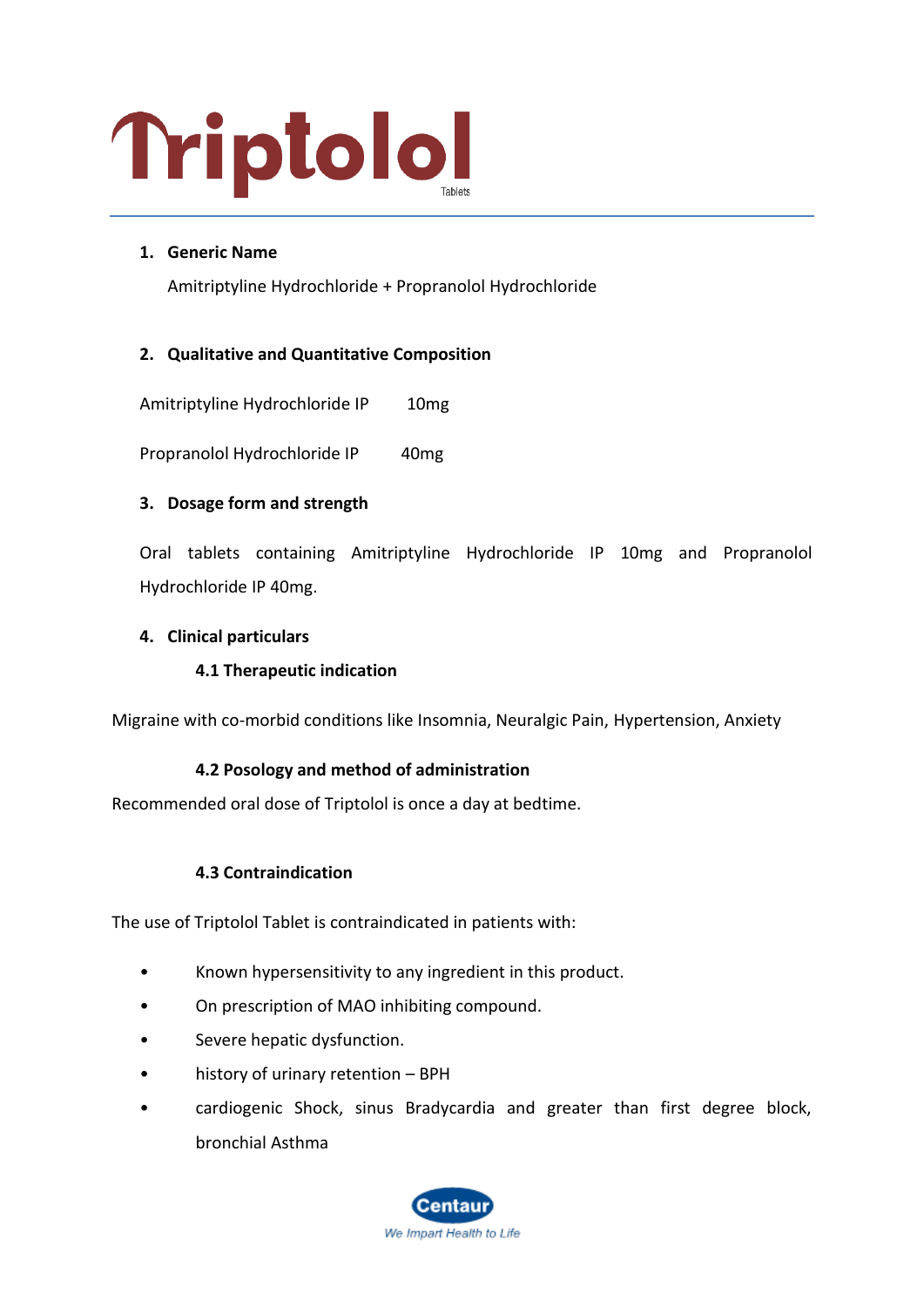# Triptolol

Tablets

1. **Generic Name**

   Amitriptyline Hydrochloride + Propranolol Hydrochloride

2. **Qualitative and Quantitative Composition**

Amitriptyline Hydrochloride IP 10mg

Propranolol Hydrochloride IP 40mg

3. **Dosage form and strength**

Oral tablets containing Amitriptyline Hydrochloride IP 10mg and Propranolol Hydrochloride IP 40mg.

4. **Clinical particulars**

### 4.1 Therapeutic indication

Migraine with co-morbid conditions like Insomnia, Neuralgic Pain, Hypertension, Anxiety

### 4.2 Posology and method of administration

Recommended oral dose of Triptolol is once a day at bedtime.

### 4.3 Contraindication

The use of Triptolol Tablet is contraindicated in patients with:

- Known hypersensitivity to any ingredient in this product.
- On prescription of MAO inhibiting compound.
- Severe hepatic dysfunction.
- history of urinary retention – BPH
- cardiogenic Shock, sinus Bradycardia and greater than first degree block, bronchial Asthma

Centaur

We Impart Health to Life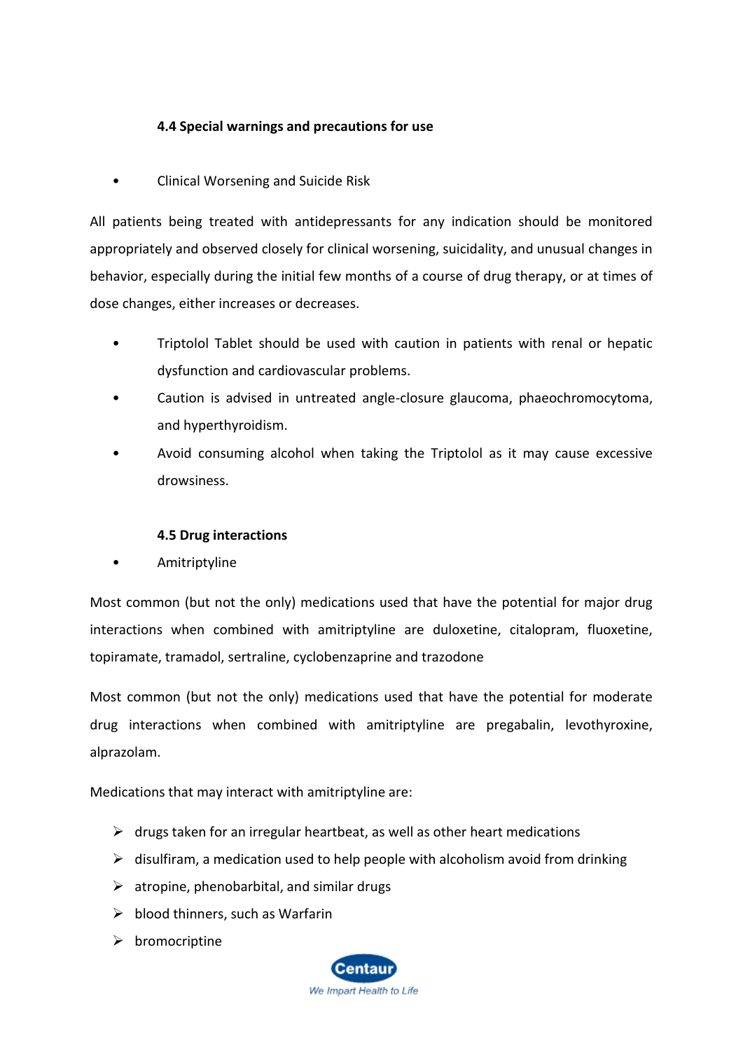### 4.4 Special warnings and precautions for use

- Clinical Worsening and Suicide Risk

All patients being treated with antidepressants for any indication should be monitored appropriately and observed closely for clinical worsening, suicidality, and unusual changes in behavior, especially during the initial few months of a course of drug therapy, or at times of dose changes, either increases or decreases.

- Triptolol Tablet should be used with caution in patients with renal or hepatic dysfunction and cardiovascular problems.
- Caution is advised in untreated angle-closure glaucoma, phaeochromocytoma, and hyperthyroidism.
- Avoid consuming alcohol when taking the Triptolol as it may cause excessive drowsiness.

### 4.5 Drug interactions

- Amitriptyline

Most common (but not the only) medications used that have the potential for major drug interactions when combined with amitriptyline are duloxetine, citalopram, fluoxetine, topiramate, tramadol, sertraline, cyclobenzaprine and trazodone

Most common (but not the only) medications used that have the potential for moderate drug interactions when combined with amitriptyline are pregabalin, levothyroxine, alprazolam.

Medications that may interact with amitriptyline are:

- drugs taken for an irregular heartbeat, as well as other heart medications
- disulfiram, a medication used to help people with alcoholism avoid from drinking
- atropine, phenobarbital, and similar drugs
- blood thinners, such as Warfarin
- bromocriptine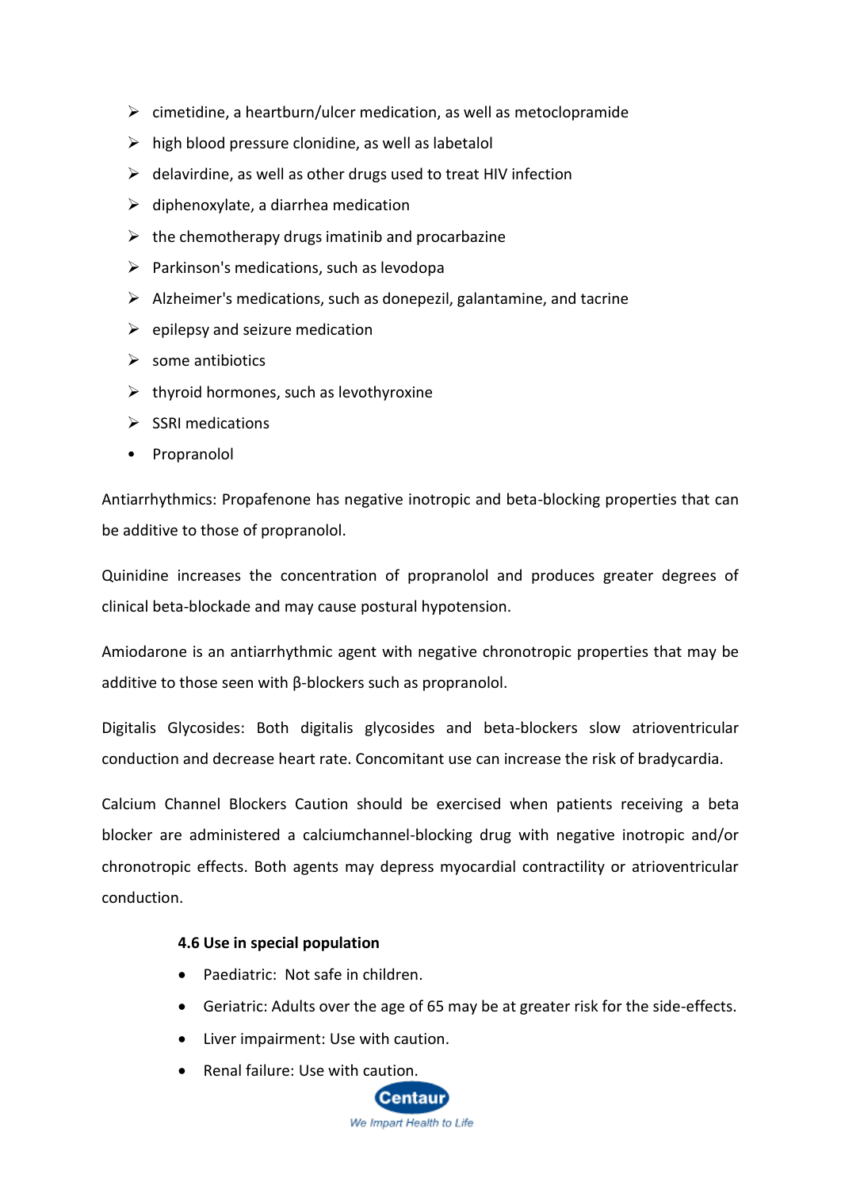- cimetidine, a heartburn/ulcer medication, as well as metoclopramide
- high blood pressure clonidine, as well as labetalol
- delavirdine, as well as other drugs used to treat HIV infection
- diphenoxylate, a diarrhea medication
- the chemotherapy drugs imatinib and procarbazine
- Parkinson's medications, such as levodopa
- Alzheimer's medications, such as donepezil, galantamine, and tacrine
- epilepsy and seizure medication
- some antibiotics
- thyroid hormones, such as levothyroxine
- SSRI medications

- Propranolol

Antiarrhythmics: Propafenone has negative inotropic and beta-blocking properties that can be additive to those of propranolol.

Quinidine increases the concentration of propranolol and produces greater degrees of clinical beta-blockade and may cause postural hypotension.

Amiodarone is an antiarrhythmic agent with negative chronotropic properties that may be additive to those seen with β-blockers such as propranolol.

Digitalis Glycosides: Both digitalis glycosides and beta-blockers slow atrioventricular conduction and decrease heart rate. Concomitant use can increase the risk of bradycardia.

Calcium Channel Blockers Caution should be exercised when patients receiving a beta blocker are administered a calciumchannel-blocking drug with negative inotropic and/or chronotropic effects. Both agents may depress myocardial contractility or atrioventricular conduction.

**4.6 Use in special population**

- Paediatric: Not safe in children.
- Geriatric: Adults over the age of 65 may be at greater risk for the side-effects.
- Liver impairment: Use with caution.
- Renal failure: Use with caution.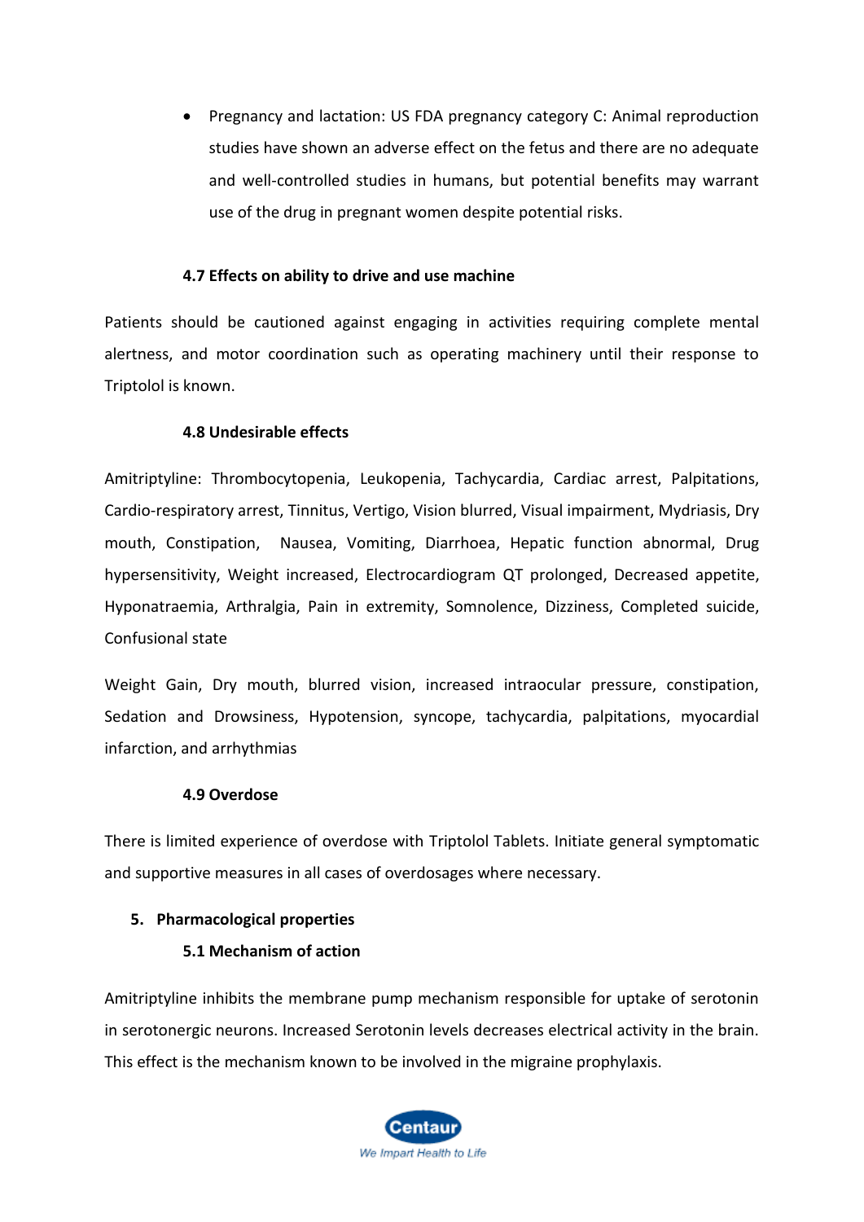- Pregnancy and lactation: US FDA pregnancy category C: Animal reproduction studies have shown an adverse effect on the fetus and there are no adequate and well-controlled studies in humans, but potential benefits may warrant use of the drug in pregnant women despite potential risks.

### 4.7 Effects on ability to drive and use machine

Patients should be cautioned against engaging in activities requiring complete mental alertness, and motor coordination such as operating machinery until their response to Triptolol is known.

### 4.8 Undesirable effects

Amitriptyline: Thrombocytopenia, Leukopenia, Tachycardia, Cardiac arrest, Palpitations, Cardio-respiratory arrest, Tinnitus, Vertigo, Vision blurred, Visual impairment, Mydriasis, Dry mouth, Constipation, Nausea, Vomiting, Diarrhoea, Hepatic function abnormal, Drug hypersensitivity, Weight increased, Electrocardiogram QT prolonged, Decreased appetite, Hyponatraemia, Arthralgia, Pain in extremity, Somnolence, Dizziness, Completed suicide, Confusional state

Weight Gain, Dry mouth, blurred vision, increased intraocular pressure, constipation, Sedation and Drowsiness, Hypotension, syncope, tachycardia, palpitations, myocardial infarction, and arrhythmias

### 4.9 Overdose

There is limited experience of overdose with Triptolol Tablets. Initiate general symptomatic and supportive measures in all cases of overdosages where necessary.

## 5. Pharmacological properties

### 5.1 Mechanism of action

Amitriptyline inhibits the membrane pump mechanism responsible for uptake of serotonin in serotonergic neurons. Increased Serotonin levels decreases electrical activity in the brain. This effect is the mechanism known to be involved in the migraine prophylaxis.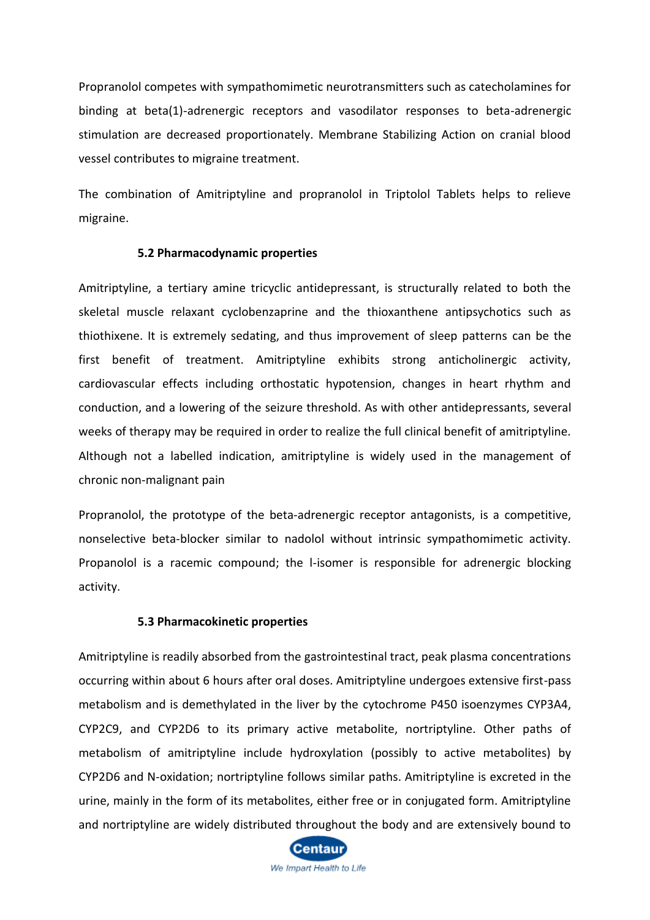Propranolol competes with sympathomimetic neurotransmitters such as catecholamines for binding at beta(1)-adrenergic receptors and vasodilator responses to beta-adrenergic stimulation are decreased proportionately. Membrane Stabilizing Action on cranial blood vessel contributes to migraine treatment.

The combination of Amitriptyline and propranolol in Triptolol Tablets helps to relieve migraine.

### 5.2 Pharmacodynamic properties

Amitriptyline, a tertiary amine tricyclic antidepressant, is structurally related to both the skeletal muscle relaxant cyclobenzaprine and the thioxanthene antipsychotics such as thiothixene. It is extremely sedating, and thus improvement of sleep patterns can be the first benefit of treatment. Amitriptyline exhibits strong anticholinergic activity, cardiovascular effects including orthostatic hypotension, changes in heart rhythm and conduction, and a lowering of the seizure threshold. As with other antidepressants, several weeks of therapy may be required in order to realize the full clinical benefit of amitriptyline. Although not a labelled indication, amitriptyline is widely used in the management of chronic non-malignant pain

Propranolol, the prototype of the beta-adrenergic receptor antagonists, is a competitive, nonselective beta-blocker similar to nadolol without intrinsic sympathomimetic activity. Propanolol is a racemic compound; the l-isomer is responsible for adrenergic blocking activity.

### 5.3 Pharmacokinetic properties

Amitriptyline is readily absorbed from the gastrointestinal tract, peak plasma concentrations occurring within about 6 hours after oral doses. Amitriptyline undergoes extensive first-pass metabolism and is demethylated in the liver by the cytochrome P450 isoenzymes CYP3A4, CYP2C9, and CYP2D6 to its primary active metabolite, nortriptyline. Other paths of metabolism of amitriptyline include hydroxylation (possibly to active metabolites) by CYP2D6 and N-oxidation; nortriptyline follows similar paths. Amitriptyline is excreted in the urine, mainly in the form of its metabolites, either free or in conjugated form. Amitriptyline and nortriptyline are widely distributed throughout the body and are extensively bound to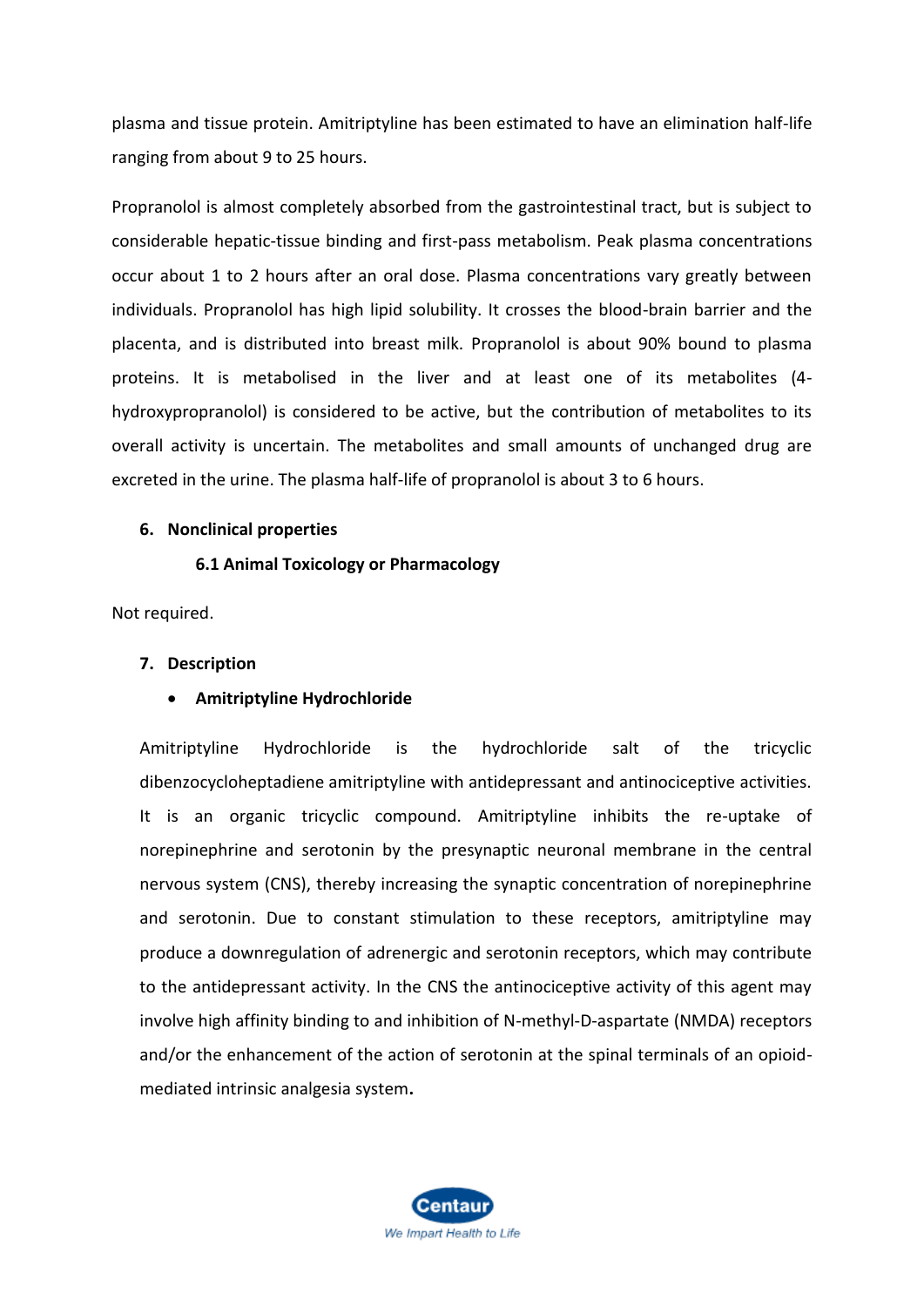plasma and tissue protein. Amitriptyline has been estimated to have an elimination half-life ranging from about 9 to 25 hours.

Propranolol is almost completely absorbed from the gastrointestinal tract, but is subject to considerable hepatic-tissue binding and first-pass metabolism. Peak plasma concentrations occur about 1 to 2 hours after an oral dose. Plasma concentrations vary greatly between individuals. Propranolol has high lipid solubility. It crosses the blood-brain barrier and the placenta, and is distributed into breast milk. Propranolol is about 90% bound to plasma proteins. It is metabolised in the liver and at least one of its metabolites (4-hydroxypropranolol) is considered to be active, but the contribution of metabolites to its overall activity is uncertain. The metabolites and small amounts of unchanged drug are excreted in the urine. The plasma half-life of propranolol is about 3 to 6 hours.

## 6. Nonclinical properties

### 6.1 Animal Toxicology or Pharmacology

Not required.

## 7. Description

- **Amitriptyline Hydrochloride**

Amitriptyline Hydrochloride is the hydrochloride salt of the tricyclic dibenzocycloheptadiene amitriptyline with antidepressant and antinociceptive activities. It is an organic tricyclic compound. Amitriptyline inhibits the re-uptake of norepinephrine and serotonin by the presynaptic neuronal membrane in the central nervous system (CNS), thereby increasing the synaptic concentration of norepinephrine and serotonin. Due to constant stimulation to these receptors, amitriptyline may produce a downregulation of adrenergic and serotonin receptors, which may contribute to the antidepressant activity. In the CNS the antinociceptive activity of this agent may involve high affinity binding to and inhibition of N-methyl-D-aspartate (NMDA) receptors and/or the enhancement of the action of serotonin at the spinal terminals of an opioid-mediated intrinsic analgesia system.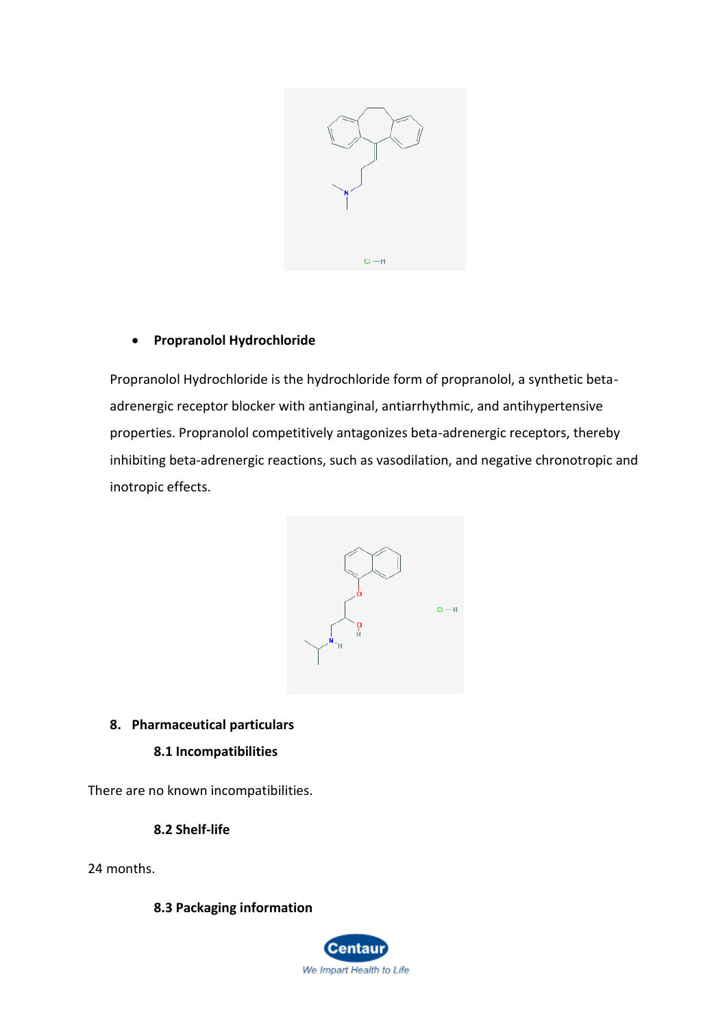- **Propranolol Hydrochloride**

Propranolol Hydrochloride is the hydrochloride form of propranolol, a synthetic beta-adrenergic receptor blocker with antianginal, antiarrhythmic, and antihypertensive properties. Propranolol competitively antagonizes beta-adrenergic receptors, thereby inhibiting beta-adrenergic reactions, such as vasodilation, and negative chronotropic and inotropic effects.

## 8. Pharmaceutical particulars

### 8.1 Incompatibilities

There are no known incompatibilities.

### 8.2 Shelf-life

24 months.

### 8.3 Packaging information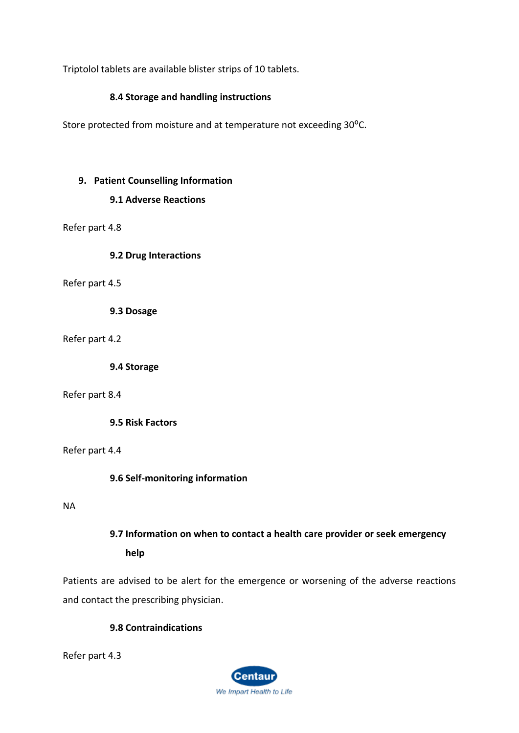Triptolol tablets are available blister strips of 10 tablets.

### 8.4 Storage and handling instructions

Store protected from moisture and at temperature not exceeding 30$^{o}$C.

## 9. Patient Counselling Information

### 9.1 Adverse Reactions

Refer part 4.8

### 9.2 Drug Interactions

Refer part 4.5

### 9.3 Dosage

Refer part 4.2

### 9.4 Storage

Refer part 8.4

### 9.5 Risk Factors

Refer part 4.4

### 9.6 Self-monitoring information

NA

### 9.7 Information on when to contact a health care provider or seek emergency help

Patients are advised to be alert for the emergence or worsening of the adverse reactions and contact the prescribing physician.

### 9.8 Contraindications

Refer part 4.3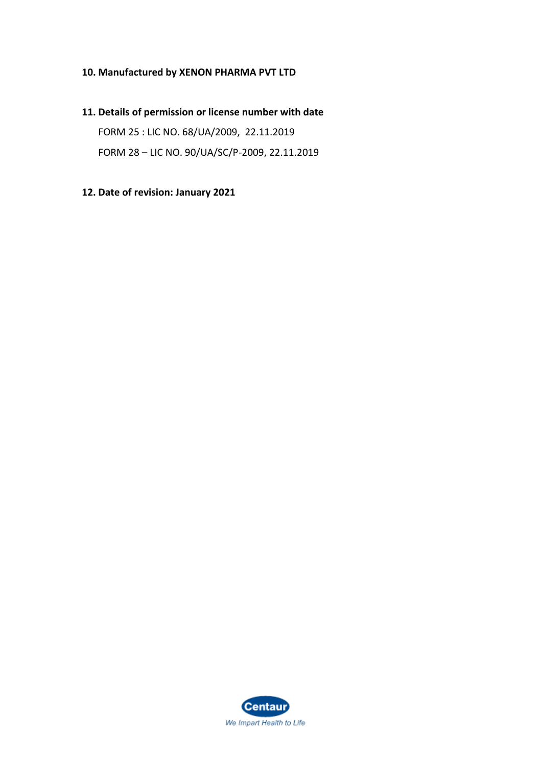**10. Manufactured by XENON PHARMA PVT LTD**

**11. Details of permission or license number with date**

FORM 25 : LIC NO. 68/UA/2009, 22.11.2019

FORM 28 – LIC NO. 90/UA/SC/P-2009, 22.11.2019

**12. Date of revision: January 2021**

Centaur

*We Impart Health to Life*